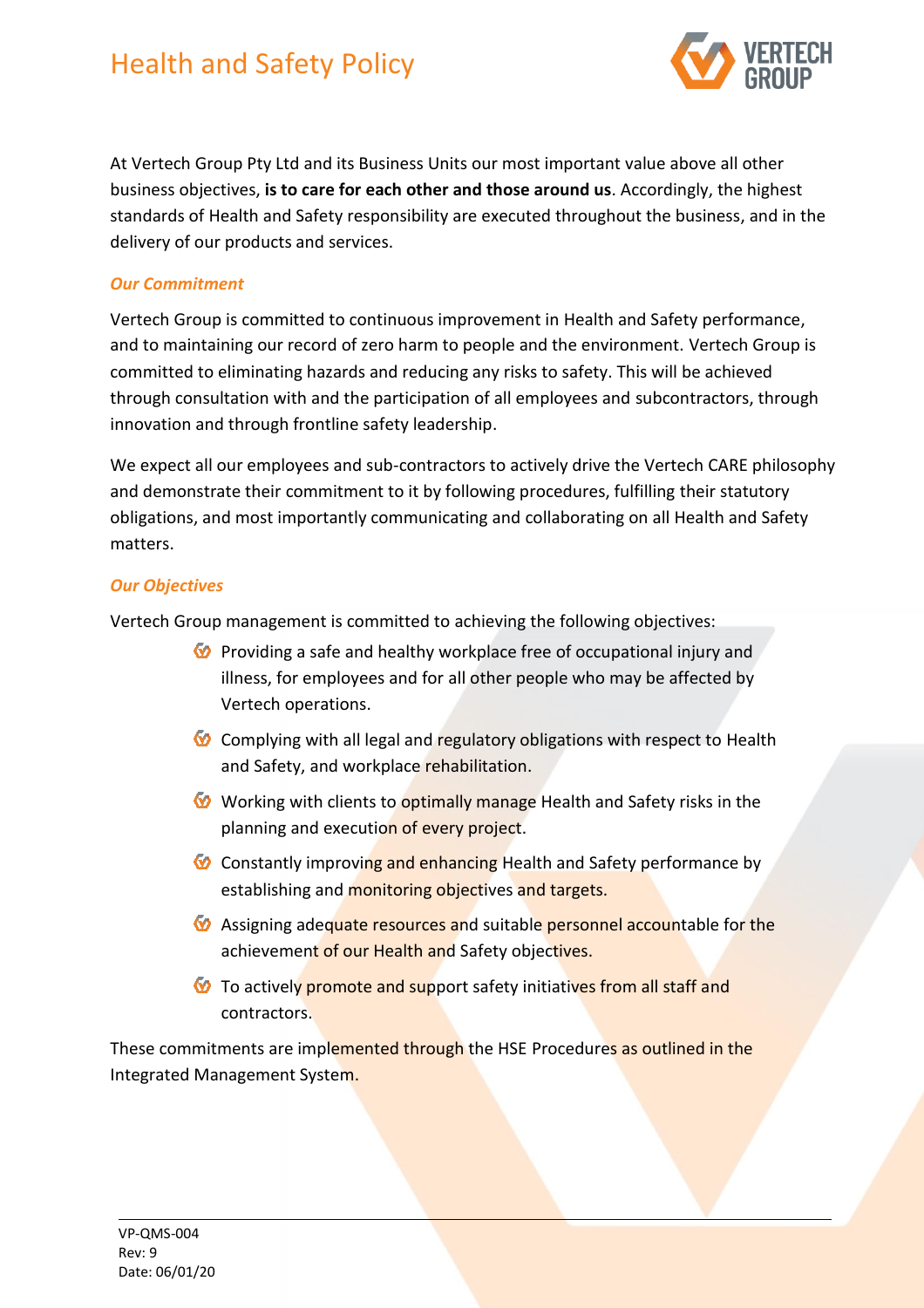# Health and Safety Policy

At Vertech Group Pty Ltd and its Business Units our most important value above all other business objectives, **is to care for each other and those around us**. Accordingly, the highest standards of Health and Safety responsibility are executed throughout the business, and in the delivery of our products and services.

***Our Commitment***

Vertech Group is committed to continuous improvement in Health and Safety performance, and to maintaining our record of zero harm to people and the environment. Vertech Group is committed to eliminating hazards and reducing any risks to safety. This will be achieved through consultation with and the participation of all employees and subcontractors, through innovation and through frontline safety leadership.

We expect all our employees and sub-contractors to actively drive the Vertech CARE philosophy and demonstrate their commitment to it by following procedures, fulfilling their statutory obligations, and most importantly communicating and collaborating on all Health and Safety matters.

***Our Objectives***

Vertech Group management is committed to achieving the following objectives:

- Providing a safe and healthy workplace free of occupational injury and illness, for employees and for all other people who may be affected by Vertech operations.
- Complying with all legal and regulatory obligations with respect to Health and Safety, and workplace rehabilitation.
- Working with clients to optimally manage Health and Safety risks in the planning and execution of every project.
- Constantly improving and enhancing Health and Safety performance by establishing and monitoring objectives and targets.
- Assigning adequate resources and suitable personnel accountable for the achievement of our Health and Safety objectives.
- To actively promote and support safety initiatives from all staff and contractors.

These commitments are implemented through the HSE Procedures as outlined in the Integrated Management System.

VP-QMS-004
Rev: 9
Date: 06/01/20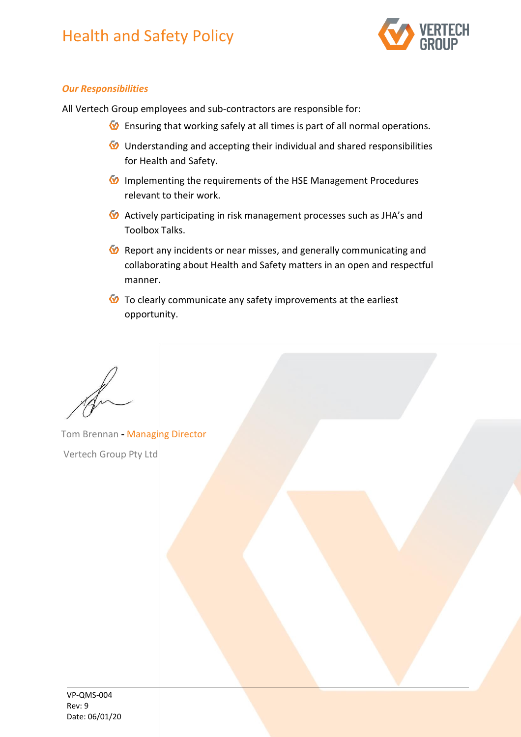### *Our Responsibilities*

All Vertech Group employees and sub-contractors are responsible for:

- Ensuring that working safely at all times is part of all normal operations.
- Understanding and accepting their individual and shared responsibilities for Health and Safety.
- Implementing the requirements of the HSE Management Procedures relevant to their work.
- Actively participating in risk management processes such as JHA's and Toolbox Talks.
- Report any incidents or near misses, and generally communicating and collaborating about Health and Safety matters in an open and respectful manner.
- To clearly communicate any safety improvements at the earliest opportunity.

Tom Brennan - Managing Director

Vertech Group Pty Ltd

VP-QMS-004
Rev: 9
Date: 06/01/20